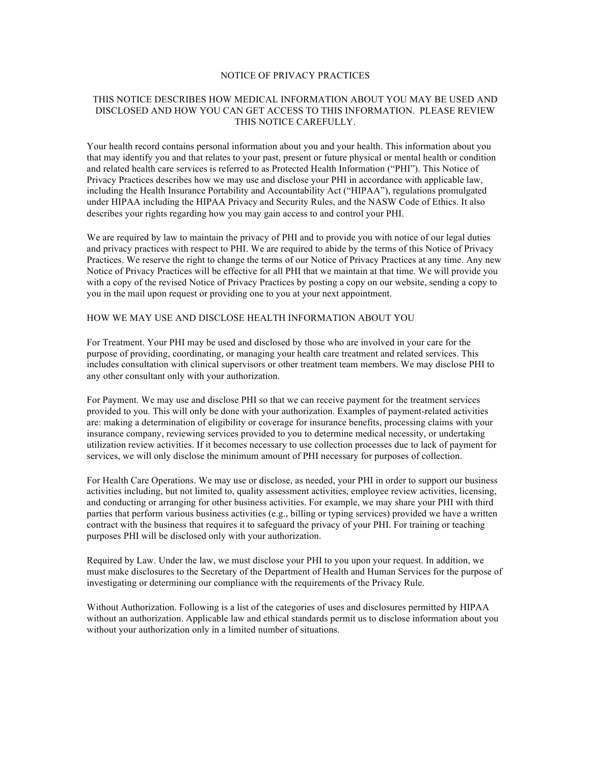# NOTICE OF PRIVACY PRACTICES

## THIS NOTICE DESCRIBES HOW MEDICAL INFORMATION ABOUT YOU MAY BE USED AND DISCLOSED AND HOW YOU CAN GET ACCESS TO THIS INFORMATION. PLEASE REVIEW THIS NOTICE CAREFULLY.

Your health record contains personal information about you and your health. This information about you that may identify you and that relates to your past, present or future physical or mental health or condition and related health care services is referred to as Protected Health Information ("PHI"). This Notice of Privacy Practices describes how we may use and disclose your PHI in accordance with applicable law, including the Health Insurance Portability and Accountability Act ("HIPAA"), regulations promulgated under HIPAA including the HIPAA Privacy and Security Rules, and the NASW Code of Ethics. It also describes your rights regarding how you may gain access to and control your PHI.

We are required by law to maintain the privacy of PHI and to provide you with notice of our legal duties and privacy practices with respect to PHI. We are required to abide by the terms of this Notice of Privacy Practices. We reserve the right to change the terms of our Notice of Privacy Practices at any time. Any new Notice of Privacy Practices will be effective for all PHI that we maintain at that time. We will provide you with a copy of the revised Notice of Privacy Practices by posting a copy on our website, sending a copy to you in the mail upon request or providing one to you at your next appointment.

## HOW WE MAY USE AND DISCLOSE HEALTH INFORMATION ABOUT YOU

For Treatment. Your PHI may be used and disclosed by those who are involved in your care for the purpose of providing, coordinating, or managing your health care treatment and related services. This includes consultation with clinical supervisors or other treatment team members. We may disclose PHI to any other consultant only with your authorization.

For Payment. We may use and disclose PHI so that we can receive payment for the treatment services provided to you. This will only be done with your authorization. Examples of payment-related activities are: making a determination of eligibility or coverage for insurance benefits, processing claims with your insurance company, reviewing services provided to you to determine medical necessity, or undertaking utilization review activities. If it becomes necessary to use collection processes due to lack of payment for services, we will only disclose the minimum amount of PHI necessary for purposes of collection.

For Health Care Operations. We may use or disclose, as needed, your PHI in order to support our business activities including, but not limited to, quality assessment activities, employee review activities, licensing, and conducting or arranging for other business activities. For example, we may share your PHI with third parties that perform various business activities (e.g., billing or typing services) provided we have a written contract with the business that requires it to safeguard the privacy of your PHI. For training or teaching purposes PHI will be disclosed only with your authorization.

Required by Law. Under the law, we must disclose your PHI to you upon your request. In addition, we must make disclosures to the Secretary of the Department of Health and Human Services for the purpose of investigating or determining our compliance with the requirements of the Privacy Rule.

Without Authorization. Following is a list of the categories of uses and disclosures permitted by HIPAA without an authorization. Applicable law and ethical standards permit us to disclose information about you without your authorization only in a limited number of situations.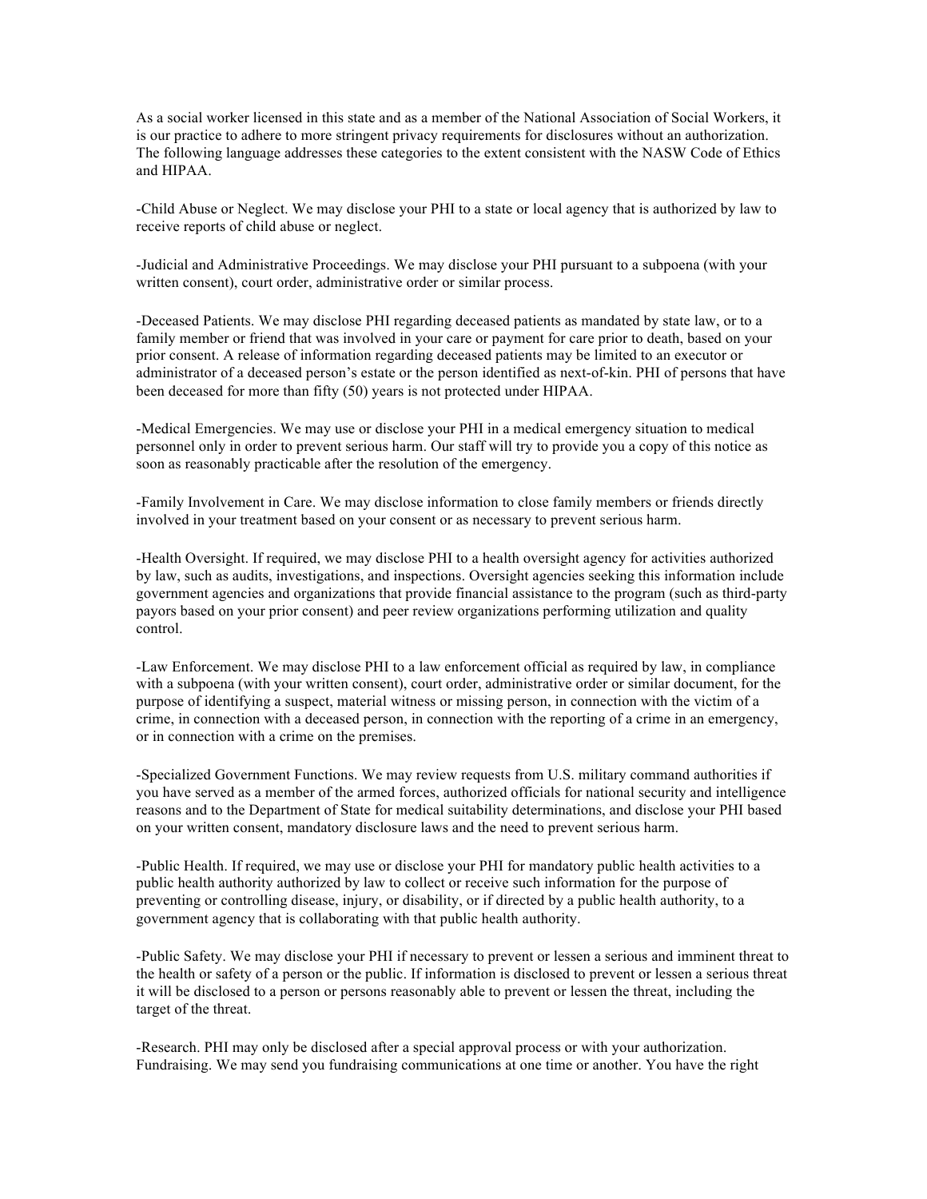As a social worker licensed in this state and as a member of the National Association of Social Workers, it is our practice to adhere to more stringent privacy requirements for disclosures without an authorization. The following language addresses these categories to the extent consistent with the NASW Code of Ethics and HIPAA.

-Child Abuse or Neglect. We may disclose your PHI to a state or local agency that is authorized by law to receive reports of child abuse or neglect.

-Judicial and Administrative Proceedings. We may disclose your PHI pursuant to a subpoena (with your written consent), court order, administrative order or similar process.

-Deceased Patients. We may disclose PHI regarding deceased patients as mandated by state law, or to a family member or friend that was involved in your care or payment for care prior to death, based on your prior consent. A release of information regarding deceased patients may be limited to an executor or administrator of a deceased person's estate or the person identified as next-of-kin. PHI of persons that have been deceased for more than fifty (50) years is not protected under HIPAA.

-Medical Emergencies. We may use or disclose your PHI in a medical emergency situation to medical personnel only in order to prevent serious harm. Our staff will try to provide you a copy of this notice as soon as reasonably practicable after the resolution of the emergency.

-Family Involvement in Care. We may disclose information to close family members or friends directly involved in your treatment based on your consent or as necessary to prevent serious harm.

-Health Oversight. If required, we may disclose PHI to a health oversight agency for activities authorized by law, such as audits, investigations, and inspections. Oversight agencies seeking this information include government agencies and organizations that provide financial assistance to the program (such as third-party payors based on your prior consent) and peer review organizations performing utilization and quality control.

-Law Enforcement. We may disclose PHI to a law enforcement official as required by law, in compliance with a subpoena (with your written consent), court order, administrative order or similar document, for the purpose of identifying a suspect, material witness or missing person, in connection with the victim of a crime, in connection with a deceased person, in connection with the reporting of a crime in an emergency, or in connection with a crime on the premises.

-Specialized Government Functions. We may review requests from U.S. military command authorities if you have served as a member of the armed forces, authorized officials for national security and intelligence reasons and to the Department of State for medical suitability determinations, and disclose your PHI based on your written consent, mandatory disclosure laws and the need to prevent serious harm.

-Public Health. If required, we may use or disclose your PHI for mandatory public health activities to a public health authority authorized by law to collect or receive such information for the purpose of preventing or controlling disease, injury, or disability, or if directed by a public health authority, to a government agency that is collaborating with that public health authority.

-Public Safety. We may disclose your PHI if necessary to prevent or lessen a serious and imminent threat to the health or safety of a person or the public. If information is disclosed to prevent or lessen a serious threat it will be disclosed to a person or persons reasonably able to prevent or lessen the threat, including the target of the threat.

-Research. PHI may only be disclosed after a special approval process or with your authorization. Fundraising. We may send you fundraising communications at one time or another. You have the right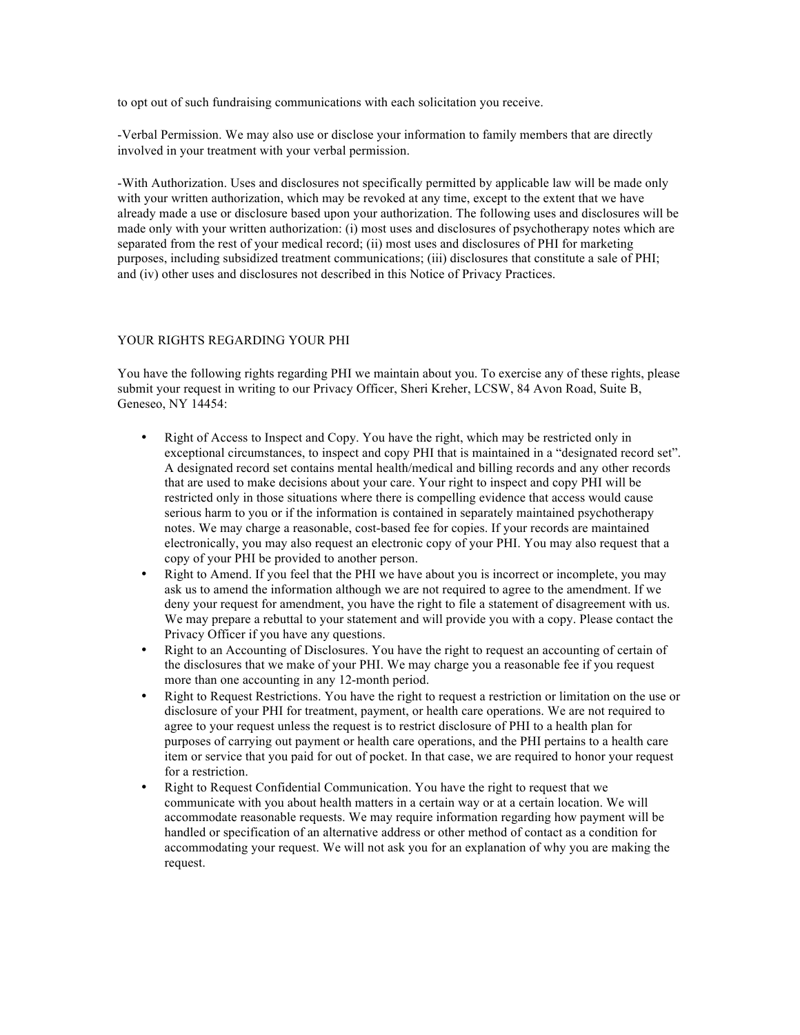to opt out of such fundraising communications with each solicitation you receive.

-Verbal Permission. We may also use or disclose your information to family members that are directly involved in your treatment with your verbal permission.

-With Authorization. Uses and disclosures not specifically permitted by applicable law will be made only with your written authorization, which may be revoked at any time, except to the extent that we have already made a use or disclosure based upon your authorization. The following uses and disclosures will be made only with your written authorization: (i) most uses and disclosures of psychotherapy notes which are separated from the rest of your medical record; (ii) most uses and disclosures of PHI for marketing purposes, including subsidized treatment communications; (iii) disclosures that constitute a sale of PHI; and (iv) other uses and disclosures not described in this Notice of Privacy Practices.

## YOUR RIGHTS REGARDING YOUR PHI

You have the following rights regarding PHI we maintain about you. To exercise any of these rights, please submit your request in writing to our Privacy Officer, Sheri Kreher, LCSW, 84 Avon Road, Suite B, Geneseo, NY 14454:

- Right of Access to Inspect and Copy. You have the right, which may be restricted only in exceptional circumstances, to inspect and copy PHI that is maintained in a "designated record set". A designated record set contains mental health/medical and billing records and any other records that are used to make decisions about your care. Your right to inspect and copy PHI will be restricted only in those situations where there is compelling evidence that access would cause serious harm to you or if the information is contained in separately maintained psychotherapy notes. We may charge a reasonable, cost-based fee for copies. If your records are maintained electronically, you may also request an electronic copy of your PHI. You may also request that a copy of your PHI be provided to another person.
- Right to Amend. If you feel that the PHI we have about you is incorrect or incomplete, you may ask us to amend the information although we are not required to agree to the amendment. If we deny your request for amendment, you have the right to file a statement of disagreement with us. We may prepare a rebuttal to your statement and will provide you with a copy. Please contact the Privacy Officer if you have any questions.
- Right to an Accounting of Disclosures. You have the right to request an accounting of certain of the disclosures that we make of your PHI. We may charge you a reasonable fee if you request more than one accounting in any 12-month period.
- Right to Request Restrictions. You have the right to request a restriction or limitation on the use or disclosure of your PHI for treatment, payment, or health care operations. We are not required to agree to your request unless the request is to restrict disclosure of PHI to a health plan for purposes of carrying out payment or health care operations, and the PHI pertains to a health care item or service that you paid for out of pocket. In that case, we are required to honor your request for a restriction.
- Right to Request Confidential Communication. You have the right to request that we communicate with you about health matters in a certain way or at a certain location. We will accommodate reasonable requests. We may require information regarding how payment will be handled or specification of an alternative address or other method of contact as a condition for accommodating your request. We will not ask you for an explanation of why you are making the request.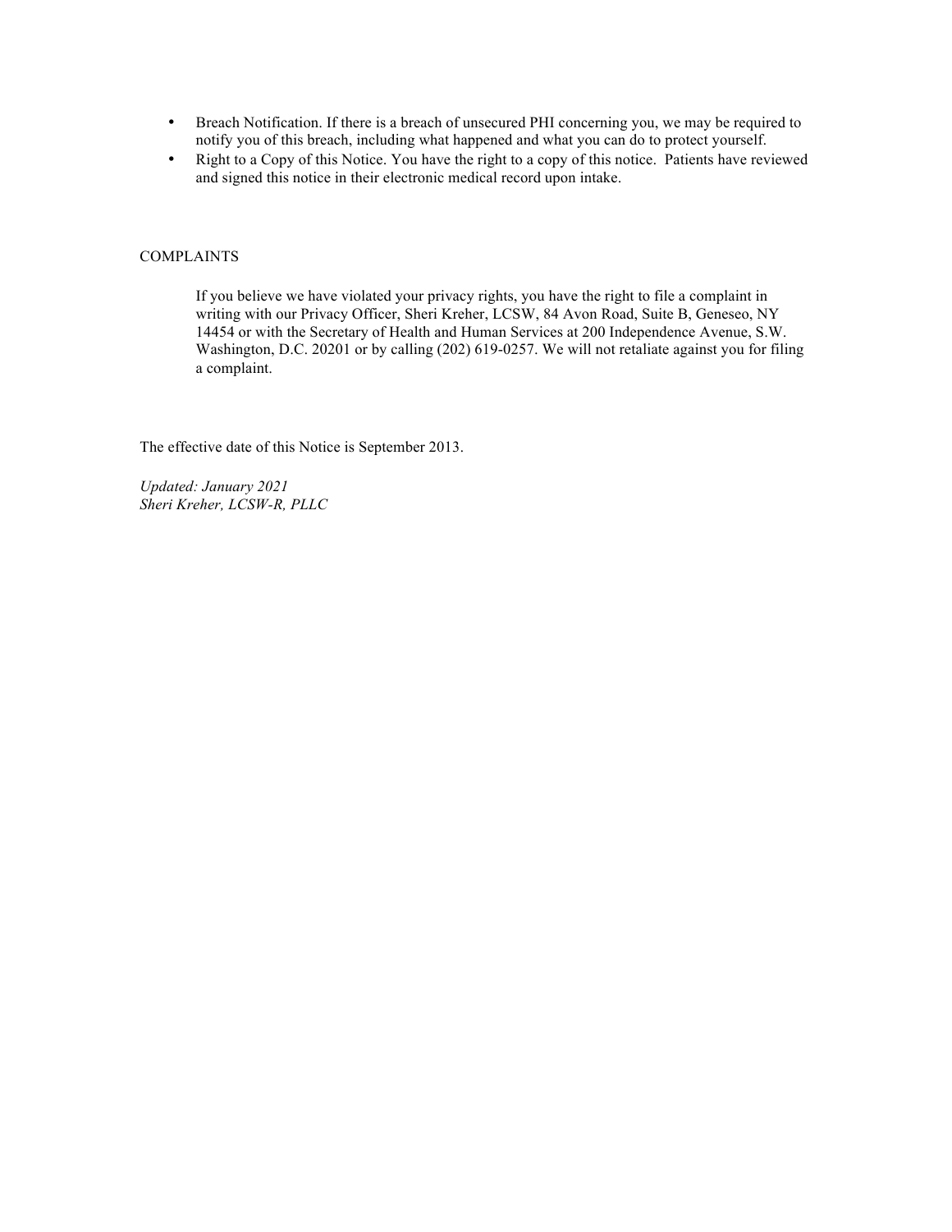- Breach Notification. If there is a breach of unsecured PHI concerning you, we may be required to notify you of this breach, including what happened and what you can do to protect yourself.
- Right to a Copy of this Notice. You have the right to a copy of this notice. Patients have reviewed and signed this notice in their electronic medical record upon intake.

COMPLAINTS

If you believe we have violated your privacy rights, you have the right to file a complaint in writing with our Privacy Officer, Sheri Kreher, LCSW, 84 Avon Road, Suite B, Geneseo, NY 14454 or with the Secretary of Health and Human Services at 200 Independence Avenue, S.W. Washington, D.C. 20201 or by calling (202) 619-0257. We will not retaliate against you for filing a complaint.

The effective date of this Notice is September 2013.

*Updated: January 2021*
*Sheri Kreher, LCSW-R, PLLC*